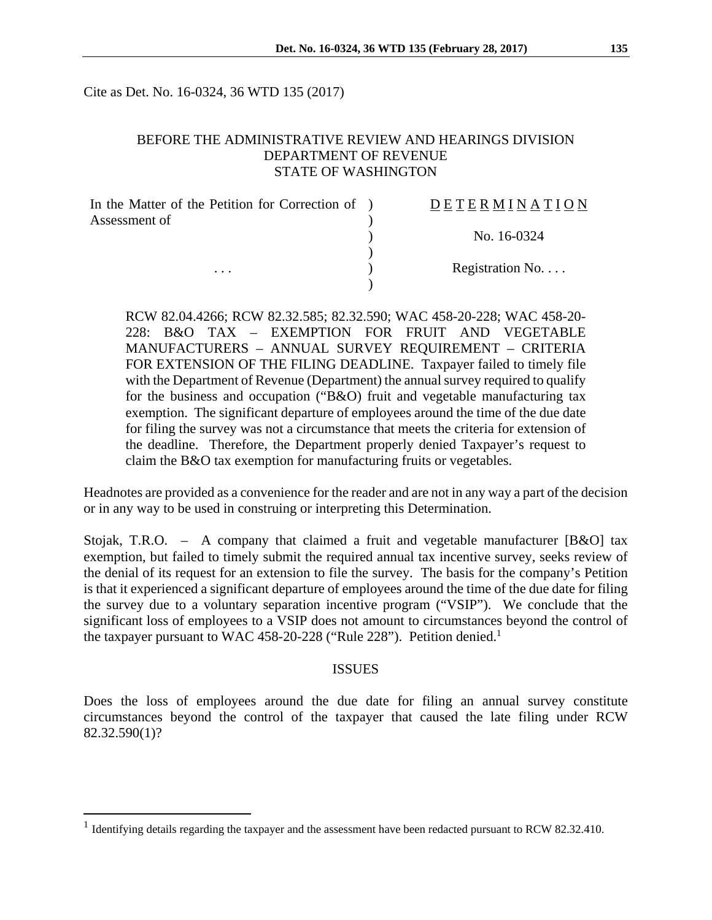Cite as Det. No. 16-0324, 36 WTD 135 (2017)

BEFORE THE ADMINISTRATIVE REVIEW AND HEARINGS DIVISION
DEPARTMENT OF REVENUE
STATE OF WASHINGTON

| | | |
|---|---|---|
| In the Matter of the Petition for Correction of Assessment of | ) | D E T E R M I N A T I O N |
| | ) | No. 16-0324 |
| . . . | ) | Registration No. . . . |

RCW 82.04.4266; RCW 82.32.585; 82.32.590; WAC 458-20-228; WAC 458-20-228: B&O TAX – EXEMPTION FOR FRUIT AND VEGETABLE MANUFACTURERS – ANNUAL SURVEY REQUIREMENT – CRITERIA FOR EXTENSION OF THE FILING DEADLINE. Taxpayer failed to timely file with the Department of Revenue (Department) the annual survey required to qualify for the business and occupation ("B&O) fruit and vegetable manufacturing tax exemption. The significant departure of employees around the time of the due date for filing the survey was not a circumstance that meets the criteria for extension of the deadline. Therefore, the Department properly denied Taxpayer's request to claim the B&O tax exemption for manufacturing fruits or vegetables.

Headnotes are provided as a convenience for the reader and are not in any way a part of the decision or in any way to be used in construing or interpreting this Determination.

Stojak, T.R.O. – A company that claimed a fruit and vegetable manufacturer [B&O] tax exemption, but failed to timely submit the required annual tax incentive survey, seeks review of the denial of its request for an extension to file the survey. The basis for the company's Petition is that it experienced a significant departure of employees around the time of the due date for filing the survey due to a voluntary separation incentive program ("VSIP"). We conclude that the significant loss of employees to a VSIP does not amount to circumstances beyond the control of the taxpayer pursuant to WAC 458-20-228 ("Rule 228"). Petition denied.[1]

## ISSUES

Does the loss of employees around the due date for filing an annual survey constitute circumstances beyond the control of the taxpayer that caused the late filing under RCW 82.32.590(1)?

[1] Identifying details regarding the taxpayer and the assessment have been redacted pursuant to RCW 82.32.410.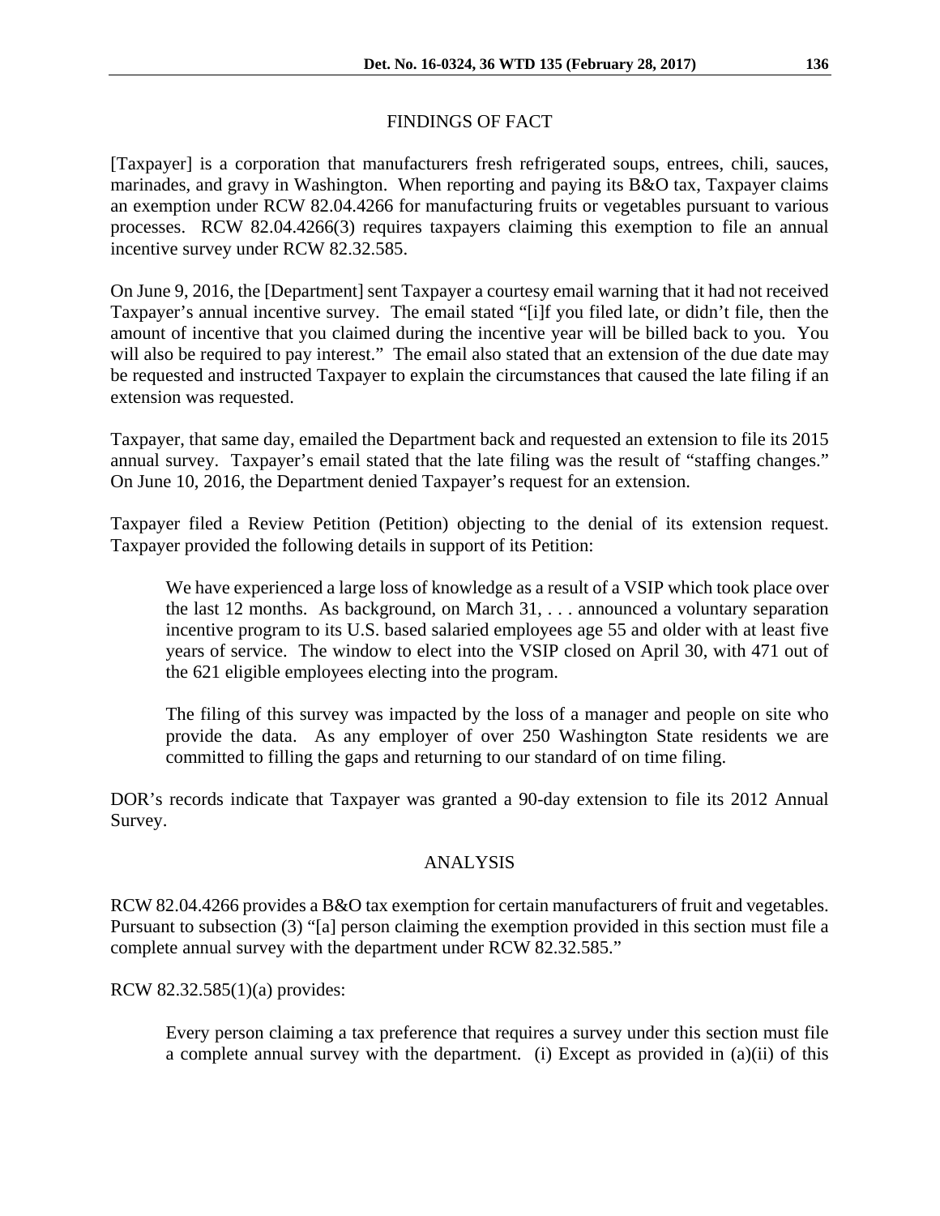## FINDINGS OF FACT

[Taxpayer] is a corporation that manufacturers fresh refrigerated soups, entrees, chili, sauces, marinades, and gravy in Washington. When reporting and paying its B&O tax, Taxpayer claims an exemption under RCW 82.04.4266 for manufacturing fruits or vegetables pursuant to various processes. RCW 82.04.4266(3) requires taxpayers claiming this exemption to file an annual incentive survey under RCW 82.32.585.

On June 9, 2016, the [Department] sent Taxpayer a courtesy email warning that it had not received Taxpayer's annual incentive survey. The email stated "[i]f you filed late, or didn't file, then the amount of incentive that you claimed during the incentive year will be billed back to you. You will also be required to pay interest." The email also stated that an extension of the due date may be requested and instructed Taxpayer to explain the circumstances that caused the late filing if an extension was requested.

Taxpayer, that same day, emailed the Department back and requested an extension to file its 2015 annual survey. Taxpayer's email stated that the late filing was the result of "staffing changes." On June 10, 2016, the Department denied Taxpayer's request for an extension.

Taxpayer filed a Review Petition (Petition) objecting to the denial of its extension request. Taxpayer provided the following details in support of its Petition:

> We have experienced a large loss of knowledge as a result of a VSIP which took place over the last 12 months. As background, on March 31, . . . announced a voluntary separation incentive program to its U.S. based salaried employees age 55 and older with at least five years of service. The window to elect into the VSIP closed on April 30, with 471 out of the 621 eligible employees electing into the program.
>
> The filing of this survey was impacted by the loss of a manager and people on site who provide the data. As any employer of over 250 Washington State residents we are committed to filling the gaps and returning to our standard of on time filing.

DOR's records indicate that Taxpayer was granted a 90-day extension to file its 2012 Annual Survey.

## ANALYSIS

RCW 82.04.4266 provides a B&O tax exemption for certain manufacturers of fruit and vegetables. Pursuant to subsection (3) "[a] person claiming the exemption provided in this section must file a complete annual survey with the department under RCW 82.32.585."

RCW 82.32.585(1)(a) provides:

> Every person claiming a tax preference that requires a survey under this section must file a complete annual survey with the department. (i) Except as provided in (a)(ii) of this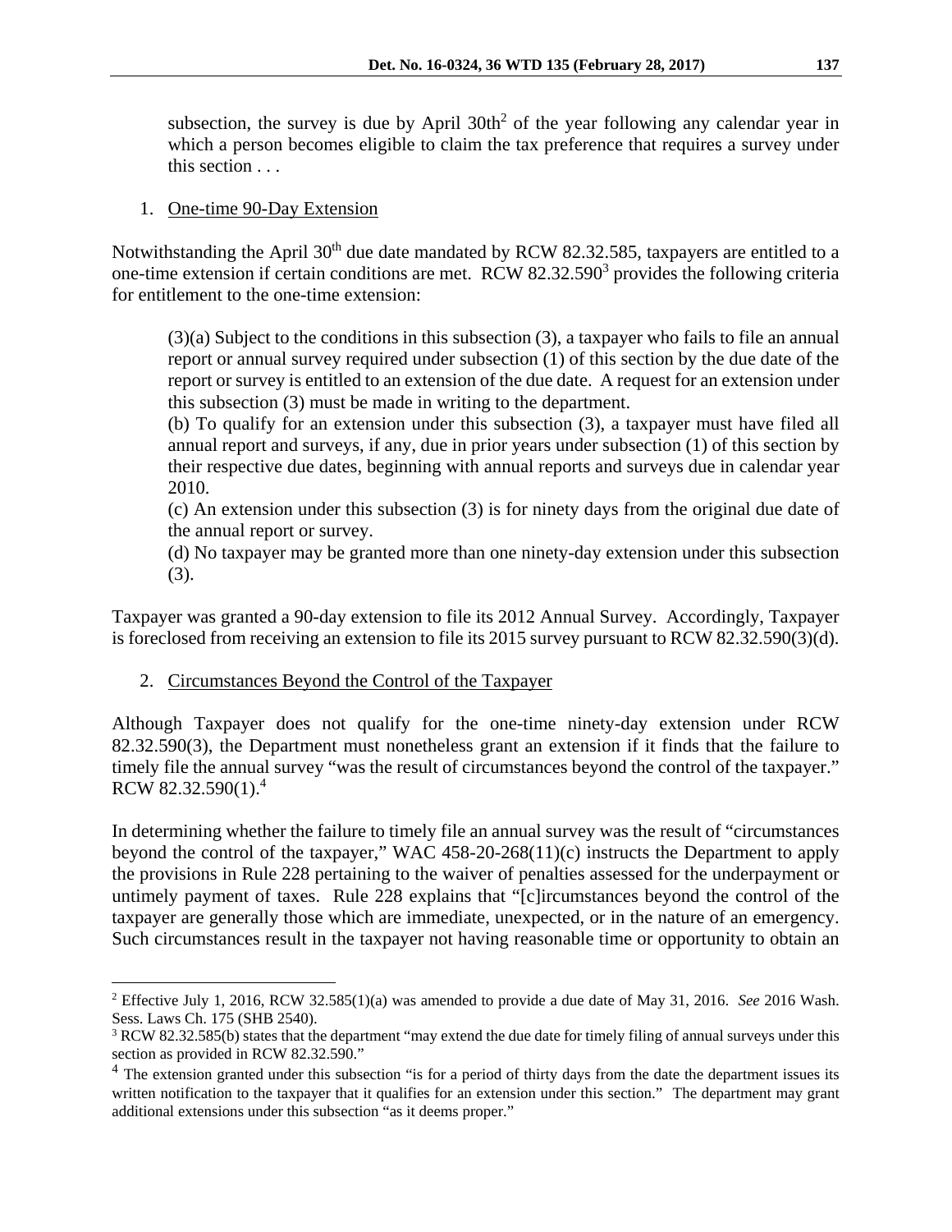subsection, the survey is due by April 30th[2] of the year following any calendar year in which a person becomes eligible to claim the tax preference that requires a survey under this section . . .

1. <u>One-time 90-Day Extension</u>

Notwithstanding the April 30th due date mandated by RCW 82.32.585, taxpayers are entitled to a one-time extension if certain conditions are met. RCW 82.32.590[3] provides the following criteria for entitlement to the one-time extension:

> (3)(a) Subject to the conditions in this subsection (3), a taxpayer who fails to file an annual report or annual survey required under subsection (1) of this section by the due date of the report or survey is entitled to an extension of the due date. A request for an extension under this subsection (3) must be made in writing to the department.
> (b) To qualify for an extension under this subsection (3), a taxpayer must have filed all annual report and surveys, if any, due in prior years under subsection (1) of this section by their respective due dates, beginning with annual reports and surveys due in calendar year 2010.
> (c) An extension under this subsection (3) is for ninety days from the original due date of the annual report or survey.
> (d) No taxpayer may be granted more than one ninety-day extension under this subsection (3).

Taxpayer was granted a 90-day extension to file its 2012 Annual Survey. Accordingly, Taxpayer is foreclosed from receiving an extension to file its 2015 survey pursuant to RCW 82.32.590(3)(d).

2. <u>Circumstances Beyond the Control of the Taxpayer</u>

Although Taxpayer does not qualify for the one-time ninety-day extension under RCW 82.32.590(3), the Department must nonetheless grant an extension if it finds that the failure to timely file the annual survey "was the result of circumstances beyond the control of the taxpayer." RCW 82.32.590(1).[4]

In determining whether the failure to timely file an annual survey was the result of "circumstances beyond the control of the taxpayer," WAC 458-20-268(11)(c) instructs the Department to apply the provisions in Rule 228 pertaining to the waiver of penalties assessed for the underpayment or untimely payment of taxes. Rule 228 explains that "[c]ircumstances beyond the control of the taxpayer are generally those which are immediate, unexpected, or in the nature of an emergency. Such circumstances result in the taxpayer not having reasonable time or opportunity to obtain an

---

[2] Effective July 1, 2016, RCW 32.585(1)(a) was amended to provide a due date of May 31, 2016. *See* 2016 Wash. Sess. Laws Ch. 175 (SHB 2540).

[3] RCW 82.32.585(b) states that the department "may extend the due date for timely filing of annual surveys under this section as provided in RCW 82.32.590."

[4] The extension granted under this subsection "is for a period of thirty days from the date the department issues its written notification to the taxpayer that it qualifies for an extension under this section." The department may grant additional extensions under this subsection "as it deems proper."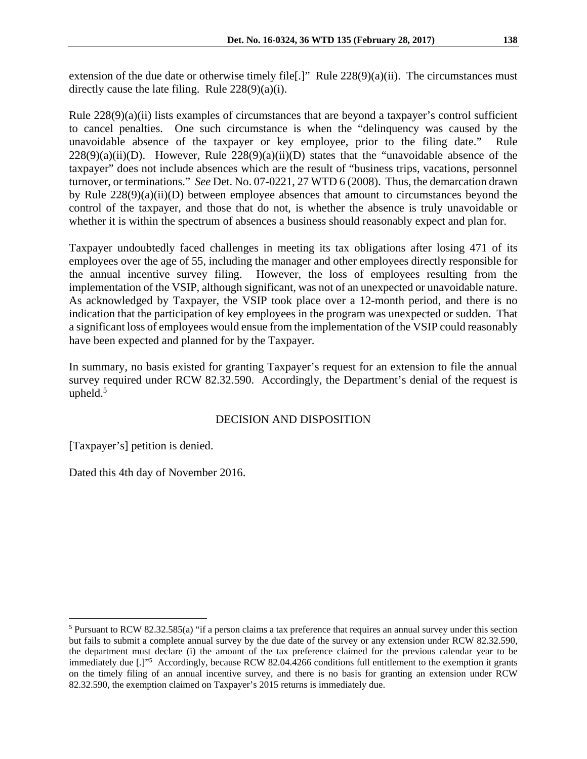extension of the due date or otherwise timely file[.]" Rule 228(9)(a)(ii). The circumstances must directly cause the late filing. Rule 228(9)(a)(i).

Rule 228(9)(a)(ii) lists examples of circumstances that are beyond a taxpayer's control sufficient to cancel penalties. One such circumstance is when the "delinquency was caused by the unavoidable absence of the taxpayer or key employee, prior to the filing date." Rule 228(9)(a)(ii)(D). However, Rule 228(9)(a)(ii)(D) states that the "unavoidable absence of the taxpayer" does not include absences which are the result of "business trips, vacations, personnel turnover, or terminations." *See* Det. No. 07-0221, 27 WTD 6 (2008). Thus, the demarcation drawn by Rule 228(9)(a)(ii)(D) between employee absences that amount to circumstances beyond the control of the taxpayer, and those that do not, is whether the absence is truly unavoidable or whether it is within the spectrum of absences a business should reasonably expect and plan for.

Taxpayer undoubtedly faced challenges in meeting its tax obligations after losing 471 of its employees over the age of 55, including the manager and other employees directly responsible for the annual incentive survey filing. However, the loss of employees resulting from the implementation of the VSIP, although significant, was not of an unexpected or unavoidable nature. As acknowledged by Taxpayer, the VSIP took place over a 12-month period, and there is no indication that the participation of key employees in the program was unexpected or sudden. That a significant loss of employees would ensue from the implementation of the VSIP could reasonably have been expected and planned for by the Taxpayer.

In summary, no basis existed for granting Taxpayer's request for an extension to file the annual survey required under RCW 82.32.590. Accordingly, the Department's denial of the request is upheld.[5]

## DECISION AND DISPOSITION

[Taxpayer's] petition is denied.

Dated this 4th day of November 2016.

---

[5] Pursuant to RCW 82.32.585(a) "if a person claims a tax preference that requires an annual survey under this section but fails to submit a complete annual survey by the due date of the survey or any extension under RCW 82.32.590, the department must declare (i) the amount of the tax preference claimed for the previous calendar year to be immediately due [.]"[5] Accordingly, because RCW 82.04.4266 conditions full entitlement to the exemption it grants on the timely filing of an annual incentive survey, and there is no basis for granting an extension under RCW 82.32.590, the exemption claimed on Taxpayer's 2015 returns is immediately due.